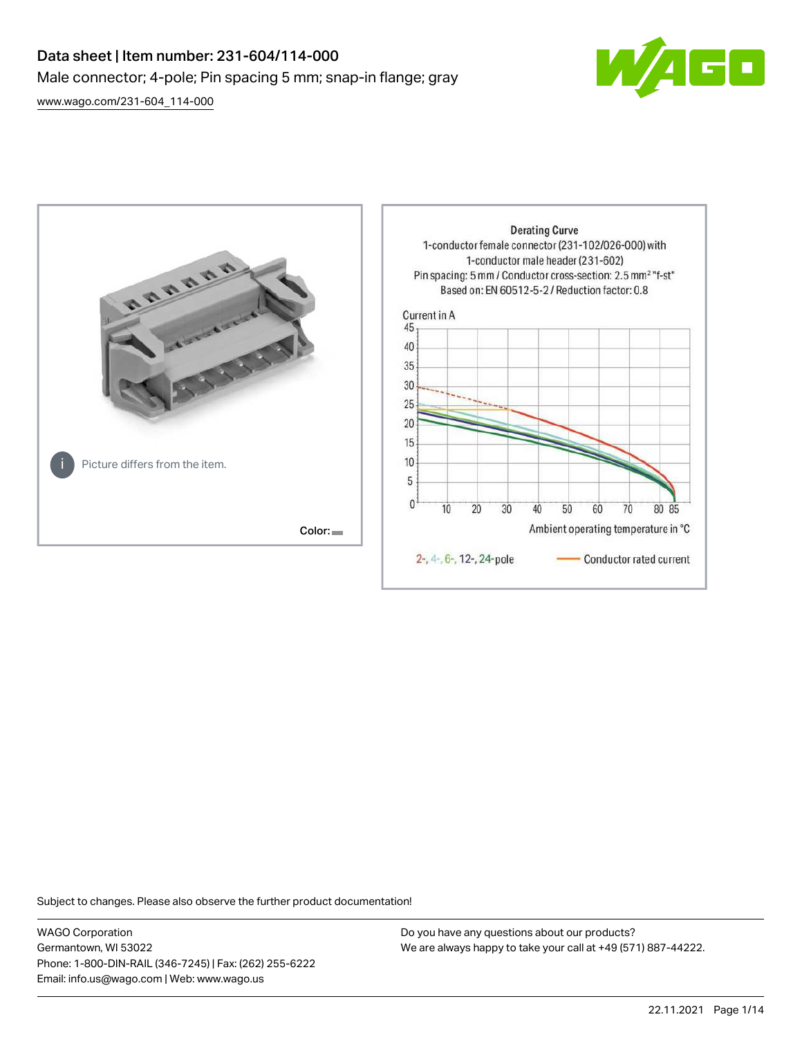# Data sheet | Item number: 231-604/114-000

Male connector; 4-pole; Pin spacing 5 mm; snap-in flange; gray

www.wago.com/231-604_114-000

Picture differs from the item.

Color:

**Derating Curve**
1-conductor female connector (231-102/026-000) with 1-conductor male header (231-602)
Pin spacing: 5 mm / Conductor cross-section: 2.5 mm² "f-st"
Based on: EN 60512-5-2 / Reduction factor: 0.8

Current in A

Ambient operating temperature in °C

2-, 4-, 6-, 12-, 24-pole — Conductor rated current

Subject to changes. Please also observe the further product documentation!

WAGO Corporation
Germantown, WI 53022
Phone: 1-800-DIN-RAIL (346-7245) | Fax: (262) 255-6222
Email: info.us@wago.com | Web: www.wago.us

Do you have any questions about our products?
We are always happy to take your call at +49 (571) 887-44222.

22.11.2021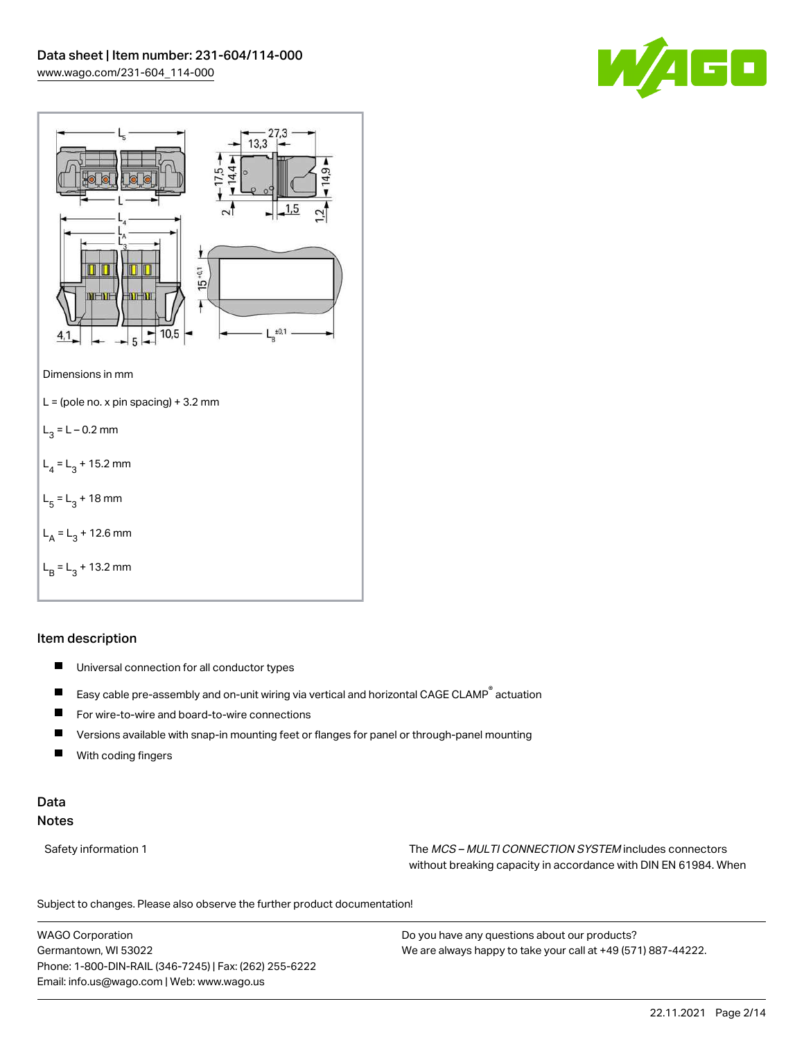Dimensions in mm

L = (pole no. x pin spacing) + 3.2 mm

$L_3$ = L – 0.2 mm

$L_4$ = $L_3$ + 15.2 mm

$L_5$ = $L_3$ + 18 mm

$L_A$ = $L_3$ + 12.6 mm

$L_B$ = $L_3$ + 13.2 mm

## Item description

- Universal connection for all conductor types
- Easy cable pre-assembly and on-unit wiring via vertical and horizontal CAGE CLAMP® actuation
- For wire-to-wire and board-to-wire connections
- Versions available with snap-in mounting feet or flanges for panel or through-panel mounting
- With coding fingers

## Data

### Notes

| | |
|---|---|
| Safety information 1 | The *MCS – MULTI CONNECTION SYSTEM* includes connectors without breaking capacity in accordance with DIN EN 61984. When |

Subject to changes. Please also observe the further product documentation!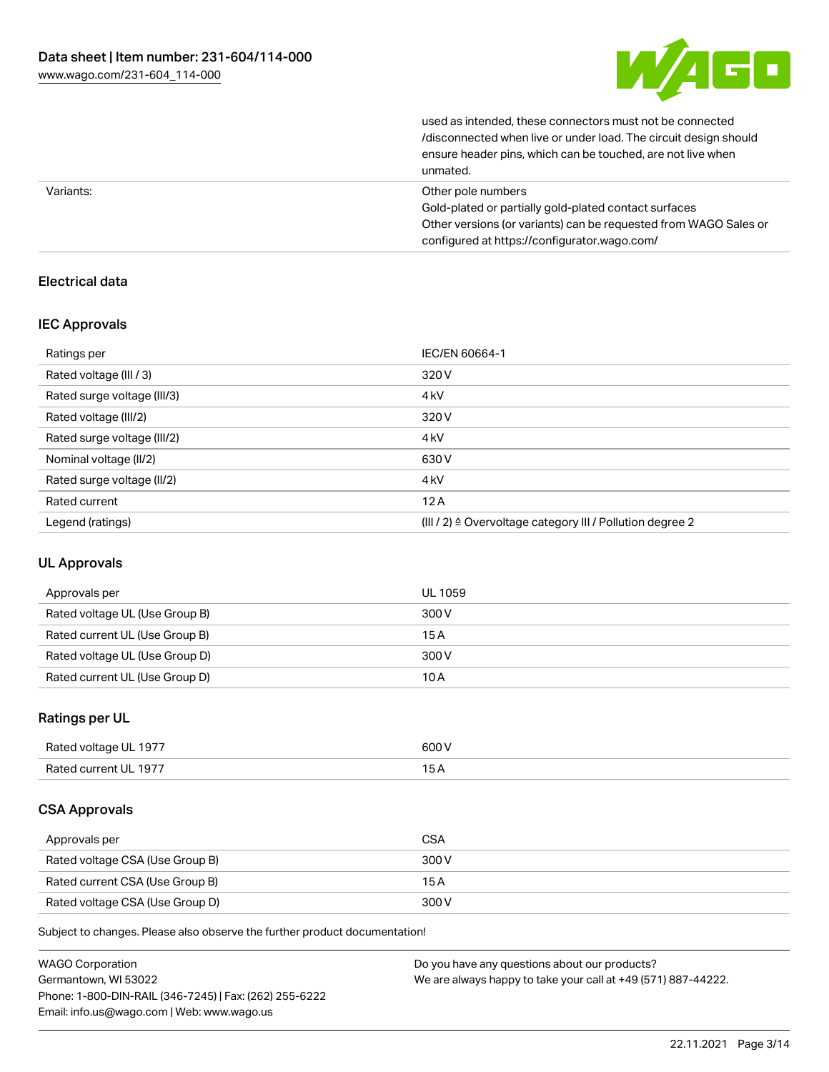| | |
|---|---|
| | used as intended, these connectors must not be connected /disconnected when live or under load. The circuit design should ensure header pins, which can be touched, are not live when unmated. |
| Variants: | Other pole numbers<br>Gold-plated or partially gold-plated contact surfaces<br>Other versions (or variants) can be requested from WAGO Sales or configured at https://configurator.wago.com/ |

## Electrical data

### IEC Approvals

| | |
|---|---|
| Ratings per | IEC/EN 60664-1 |
| Rated voltage (III / 3) | 320 V |
| Rated surge voltage (III/3) | 4 kV |
| Rated voltage (III/2) | 320 V |
| Rated surge voltage (III/2) | 4 kV |
| Nominal voltage (II/2) | 630 V |
| Rated surge voltage (II/2) | 4 kV |
| Rated current | 12 A |
| Legend (ratings) | (III / 2) ≙ Overvoltage category III / Pollution degree 2 |

### UL Approvals

| | |
|---|---|
| Approvals per | UL 1059 |
| Rated voltage UL (Use Group B) | 300 V |
| Rated current UL (Use Group B) | 15 A |
| Rated voltage UL (Use Group D) | 300 V |
| Rated current UL (Use Group D) | 10 A |

### Ratings per UL

| | |
|---|---|
| Rated voltage UL 1977 | 600 V |
| Rated current UL 1977 | 15 A |

### CSA Approvals

| | |
|---|---|
| Approvals per | CSA |
| Rated voltage CSA (Use Group B) | 300 V |
| Rated current CSA (Use Group B) | 15 A |
| Rated voltage CSA (Use Group D) | 300 V |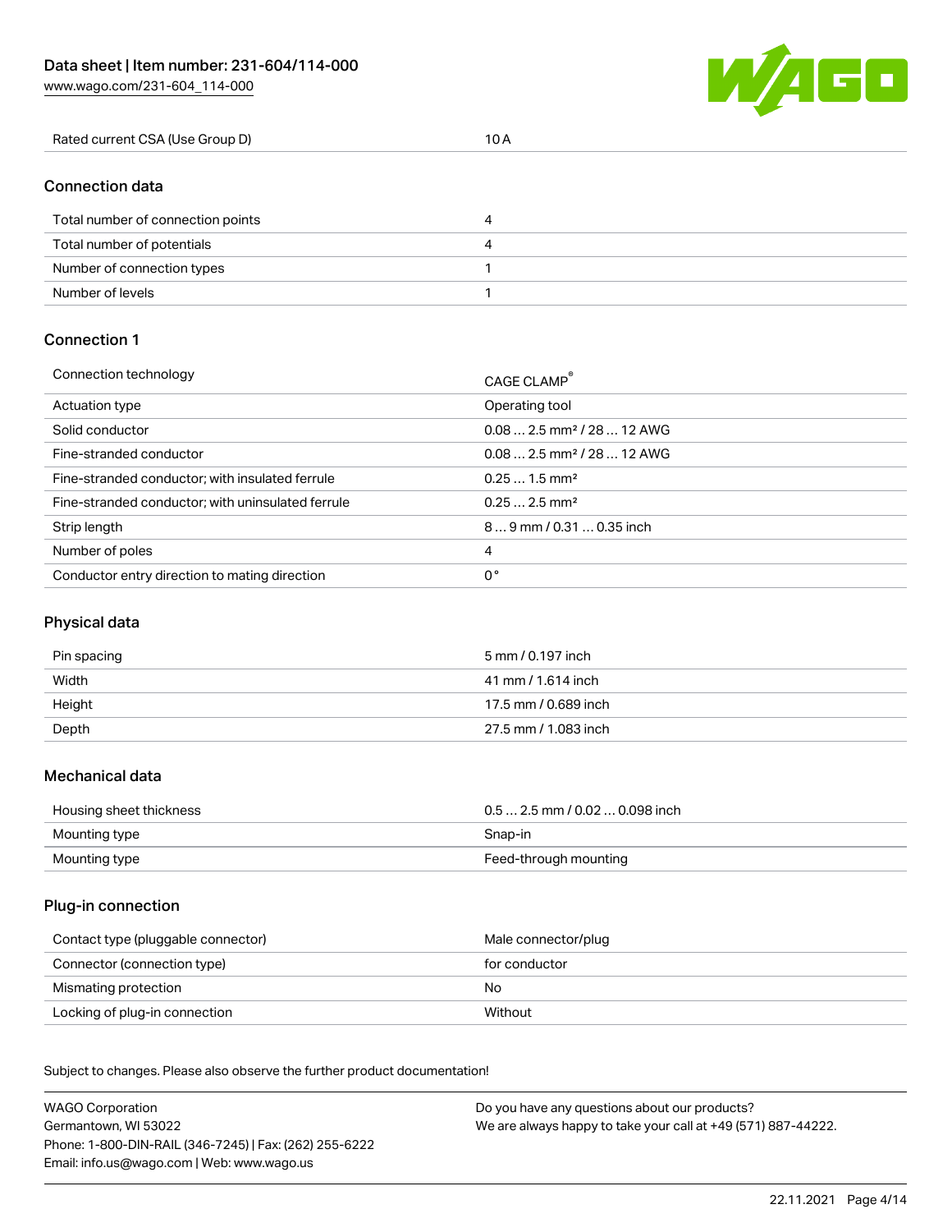| Rated current CSA (Use Group D) | 10 A |
|---|---|

## Connection data

| | |
|---|---|
| Total number of connection points | 4 |
| Total number of potentials | 4 |
| Number of connection types | 1 |
| Number of levels | 1 |

## Connection 1

| | |
|---|---|
| Connection technology | CAGE CLAMP® |
| Actuation type | Operating tool |
| Solid conductor | 0.08 … 2.5 mm² / 28 … 12 AWG |
| Fine-stranded conductor | 0.08 … 2.5 mm² / 28 … 12 AWG |
| Fine-stranded conductor; with insulated ferrule | 0.25 … 1.5 mm² |
| Fine-stranded conductor; with uninsulated ferrule | 0.25 … 2.5 mm² |
| Strip length | 8 … 9 mm / 0.31 … 0.35 inch |
| Number of poles | 4 |
| Conductor entry direction to mating direction | 0 ° |

## Physical data

| | |
|---|---|
| Pin spacing | 5 mm / 0.197 inch |
| Width | 41 mm / 1.614 inch |
| Height | 17.5 mm / 0.689 inch |
| Depth | 27.5 mm / 1.083 inch |

## Mechanical data

| | |
|---|---|
| Housing sheet thickness | 0.5 … 2.5 mm / 0.02 … 0.098 inch |
| Mounting type | Snap-in |
| Mounting type | Feed-through mounting |

## Plug-in connection

| | |
|---|---|
| Contact type (pluggable connector) | Male connector/plug |
| Connector (connection type) | for conductor |
| Mismating protection | No |
| Locking of plug-in connection | Without |

Subject to changes. Please also observe the further product documentation!

WAGO Corporation
Germantown, WI 53022
Phone: 1-800-DIN-RAIL (346-7245) | Fax: (262) 255-6222
Email: info.us@wago.com | Web: www.wago.us

Do you have any questions about our products?
We are always happy to take your call at +49 (571) 887-44222.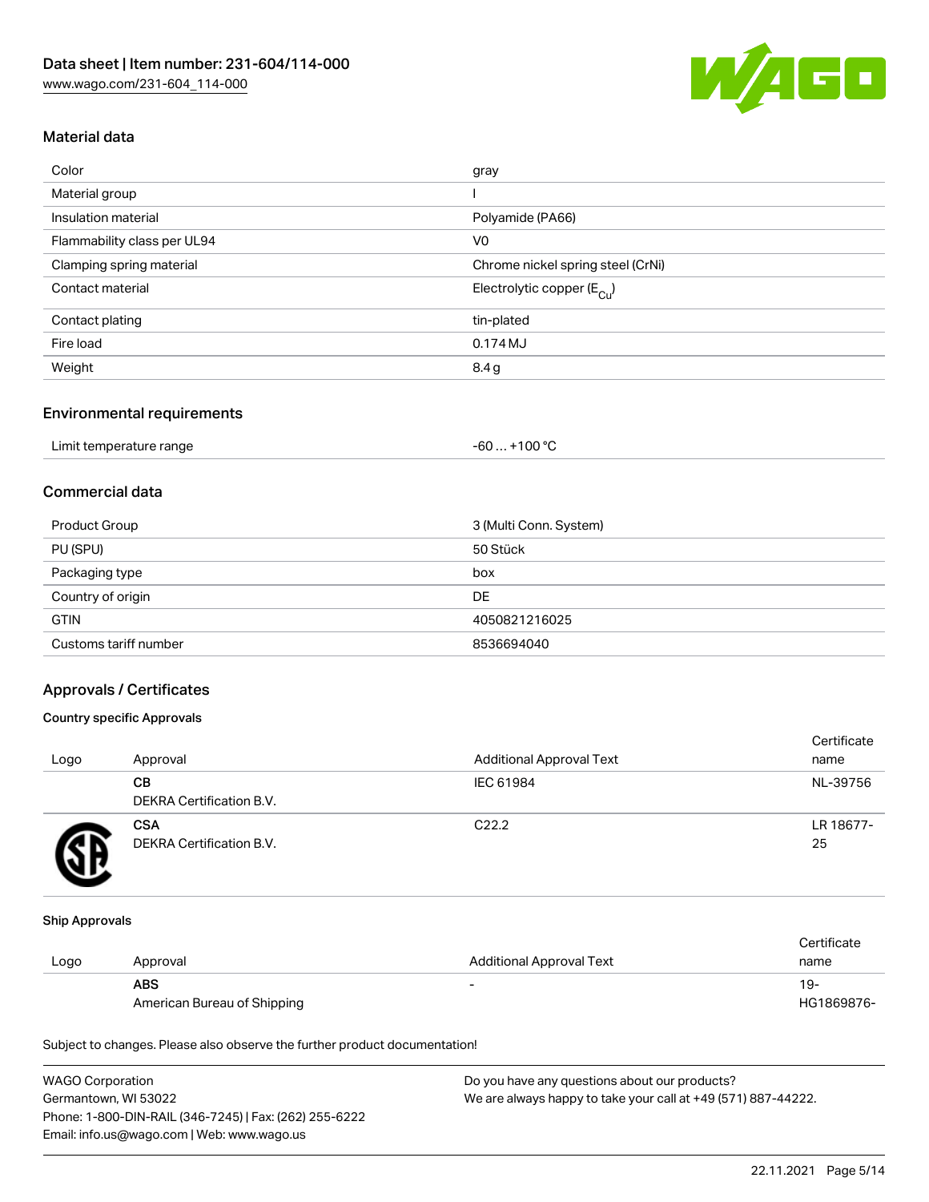## Material data

| | |
|---|---|
| Color | gray |
| Material group | I |
| Insulation material | Polyamide (PA66) |
| Flammability class per UL94 | V0 |
| Clamping spring material | Chrome nickel spring steel (CrNi) |
| Contact material | Electrolytic copper ($E_{Cu}$) |
| Contact plating | tin-plated |
| Fire load | 0.174 MJ |
| Weight | 8.4 g |

## Environmental requirements

| | |
|---|---|
| Limit temperature range | -60 … +100 °C |

## Commercial data

| | |
|---|---|
| Product Group | 3 (Multi Conn. System) |
| PU (SPU) | 50 Stück |
| Packaging type | box |
| Country of origin | DE |
| GTIN | 4050821216025 |
| Customs tariff number | 8536694040 |

## Approvals / Certificates

### Country specific Approvals

| Logo | Approval | Additional Approval Text | Certificate name |
|---|---|---|---|
| | **CB** DEKRA Certification B.V. | IEC 61984 | NL-39756 |
| | **CSA** DEKRA Certification B.V. | C22.2 | LR 18677-25 |

### Ship Approvals

| Logo | Approval | Additional Approval Text | Certificate name |
|---|---|---|---|
| | **ABS** American Bureau of Shipping | - | 19-HG1869876- |

Subject to changes. Please also observe the further product documentation!

WAGO Corporation
Germantown, WI 53022
Phone: 1-800-DIN-RAIL (346-7245) | Fax: (262) 255-6222
Email: info.us@wago.com | Web: www.wago.us

Do you have any questions about our products?
We are always happy to take your call at +49 (571) 887-44222.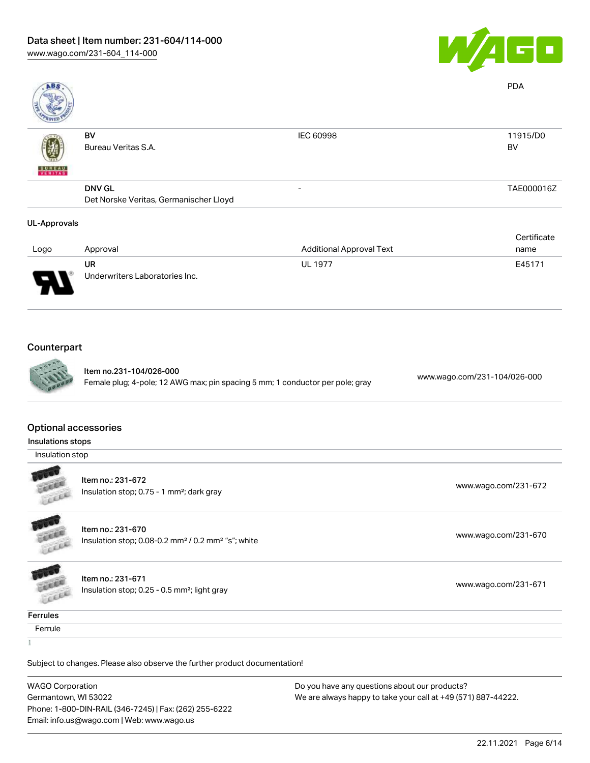| | | | PDA |
|---|---|---|---|
| | BV<br>Bureau Veritas S.A. | IEC 60998 | 11915/D0<br>BV |
| | DNV GL<br>Det Norske Veritas, Germanischer Lloyd | - | TAE000016Z |

### UL-Approvals

| Logo | Approval | Additional Approval Text | Certificate name |
|---|---|---|---|
| | UR<br>Underwriters Laboratories Inc. | UL 1977 | E45171 |

## Counterpart

| | | |
|---|---|---|
| | Item no.231-104/026-000<br>Female plug; 4-pole; 12 AWG max; pin spacing 5 mm; 1 conductor per pole; gray | www.wago.com/231-104/026-000 |

## Optional accessories

### Insulations stops

Insulation stop

| | | |
|---|---|---|
| | Item no.: 231-672<br>Insulation stop; 0.75 - 1 mm²; dark gray | www.wago.com/231-672 |
| | Item no.: 231-670<br>Insulation stop; 0.08-0.2 mm² / 0.2 mm² "s"; white | www.wago.com/231-670 |
| | Item no.: 231-671<br>Insulation stop; 0.25 - 0.5 mm²; light gray | www.wago.com/231-671 |

### Ferrules

Ferrule

Subject to changes. Please also observe the further product documentation!

WAGO Corporation
Germantown, WI 53022
Phone: 1-800-DIN-RAIL (346-7245) | Fax: (262) 255-6222
Email: info.us@wago.com | Web: www.wago.us

Do you have any questions about our products?
We are always happy to take your call at +49 (571) 887-44222.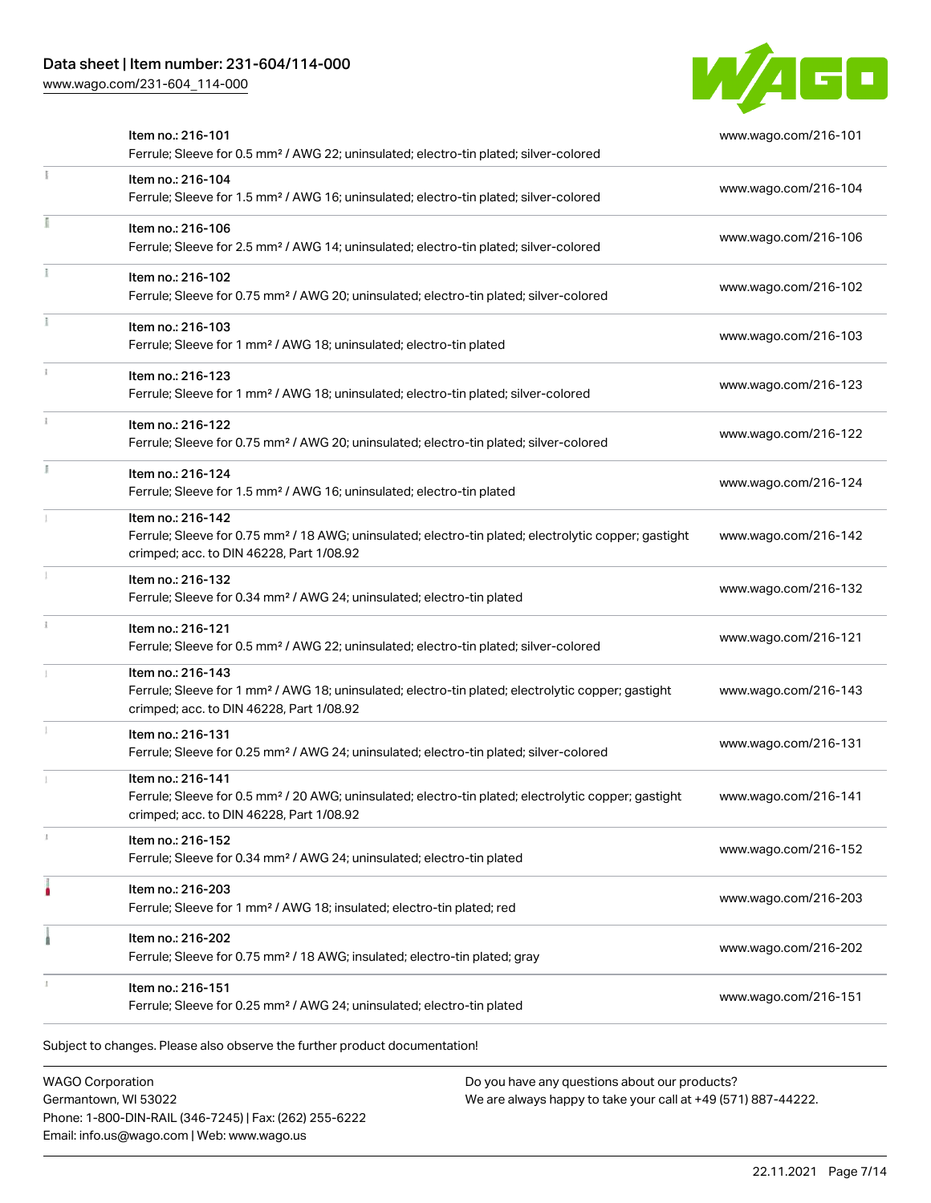| Item | Link |
| --- | --- |
| Item no.: 216-101<br>Ferrule; Sleeve for 0.5 mm² / AWG 22; uninsulated; electro-tin plated; silver-colored | www.wago.com/216-101 |
| Item no.: 216-104<br>Ferrule; Sleeve for 1.5 mm² / AWG 16; uninsulated; electro-tin plated; silver-colored | www.wago.com/216-104 |
| Item no.: 216-106<br>Ferrule; Sleeve for 2.5 mm² / AWG 14; uninsulated; electro-tin plated; silver-colored | www.wago.com/216-106 |
| Item no.: 216-102<br>Ferrule; Sleeve for 0.75 mm² / AWG 20; uninsulated; electro-tin plated; silver-colored | www.wago.com/216-102 |
| Item no.: 216-103<br>Ferrule; Sleeve for 1 mm² / AWG 18; uninsulated; electro-tin plated | www.wago.com/216-103 |
| Item no.: 216-123<br>Ferrule; Sleeve for 1 mm² / AWG 18; uninsulated; electro-tin plated; silver-colored | www.wago.com/216-123 |
| Item no.: 216-122<br>Ferrule; Sleeve for 0.75 mm² / AWG 20; uninsulated; electro-tin plated; silver-colored | www.wago.com/216-122 |
| Item no.: 216-124<br>Ferrule; Sleeve for 1.5 mm² / AWG 16; uninsulated; electro-tin plated | www.wago.com/216-124 |
| Item no.: 216-142<br>Ferrule; Sleeve for 0.75 mm² / 18 AWG; uninsulated; electro-tin plated; electrolytic copper; gastight crimped; acc. to DIN 46228, Part 1/08.92 | www.wago.com/216-142 |
| Item no.: 216-132<br>Ferrule; Sleeve for 0.34 mm² / AWG 24; uninsulated; electro-tin plated | www.wago.com/216-132 |
| Item no.: 216-121<br>Ferrule; Sleeve for 0.5 mm² / AWG 22; uninsulated; electro-tin plated; silver-colored | www.wago.com/216-121 |
| Item no.: 216-143<br>Ferrule; Sleeve for 1 mm² / AWG 18; uninsulated; electro-tin plated; electrolytic copper; gastight crimped; acc. to DIN 46228, Part 1/08.92 | www.wago.com/216-143 |
| Item no.: 216-131<br>Ferrule; Sleeve for 0.25 mm² / AWG 24; uninsulated; electro-tin plated; silver-colored | www.wago.com/216-131 |
| Item no.: 216-141<br>Ferrule; Sleeve for 0.5 mm² / 20 AWG; uninsulated; electro-tin plated; electrolytic copper; gastight crimped; acc. to DIN 46228, Part 1/08.92 | www.wago.com/216-141 |
| Item no.: 216-152<br>Ferrule; Sleeve for 0.34 mm² / AWG 24; uninsulated; electro-tin plated | www.wago.com/216-152 |
| Item no.: 216-203<br>Ferrule; Sleeve for 1 mm² / AWG 18; insulated; electro-tin plated; red | www.wago.com/216-203 |
| Item no.: 216-202<br>Ferrule; Sleeve for 0.75 mm² / 18 AWG; insulated; electro-tin plated; gray | www.wago.com/216-202 |
| Item no.: 216-151<br>Ferrule; Sleeve for 0.25 mm² / AWG 24; uninsulated; electro-tin plated | www.wago.com/216-151 |

Subject to changes. Please also observe the further product documentation!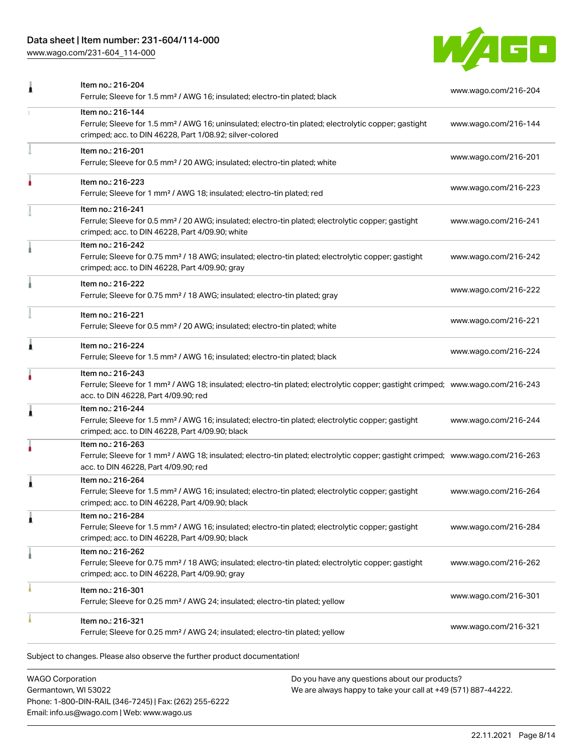| | | |
|---|---|---|
| | Item no.: 216-204<br>Ferrule; Sleeve for 1.5 mm² / AWG 16; insulated; electro-tin plated; black | www.wago.com/216-204 |
| | Item no.: 216-144<br>Ferrule; Sleeve for 1.5 mm² / AWG 16; uninsulated; electro-tin plated; electrolytic copper; gastight crimped; acc. to DIN 46228, Part 1/08.92; silver-colored | www.wago.com/216-144 |
| | Item no.: 216-201<br>Ferrule; Sleeve for 0.5 mm² / 20 AWG; insulated; electro-tin plated; white | www.wago.com/216-201 |
| | Item no.: 216-223<br>Ferrule; Sleeve for 1 mm² / AWG 18; insulated; electro-tin plated; red | www.wago.com/216-223 |
| | Item no.: 216-241<br>Ferrule; Sleeve for 0.5 mm² / 20 AWG; insulated; electro-tin plated; electrolytic copper; gastight crimped; acc. to DIN 46228, Part 4/09.90; white | www.wago.com/216-241 |
| | Item no.: 216-242<br>Ferrule; Sleeve for 0.75 mm² / 18 AWG; insulated; electro-tin plated; electrolytic copper; gastight crimped; acc. to DIN 46228, Part 4/09.90; gray | www.wago.com/216-242 |
| | Item no.: 216-222<br>Ferrule; Sleeve for 0.75 mm² / 18 AWG; insulated; electro-tin plated; gray | www.wago.com/216-222 |
| | Item no.: 216-221<br>Ferrule; Sleeve for 0.5 mm² / 20 AWG; insulated; electro-tin plated; white | www.wago.com/216-221 |
| | Item no.: 216-224<br>Ferrule; Sleeve for 1.5 mm² / AWG 16; insulated; electro-tin plated; black | www.wago.com/216-224 |
| | Item no.: 216-243<br>Ferrule; Sleeve for 1 mm² / AWG 18; insulated; electro-tin plated; electrolytic copper; gastight crimped; acc. to DIN 46228, Part 4/09.90; red | www.wago.com/216-243 |
| | Item no.: 216-244<br>Ferrule; Sleeve for 1.5 mm² / AWG 16; insulated; electro-tin plated; electrolytic copper; gastight crimped; acc. to DIN 46228, Part 4/09.90; black | www.wago.com/216-244 |
| | Item no.: 216-263<br>Ferrule; Sleeve for 1 mm² / AWG 18; insulated; electro-tin plated; electrolytic copper; gastight crimped; acc. to DIN 46228, Part 4/09.90; red | www.wago.com/216-263 |
| | Item no.: 216-264<br>Ferrule; Sleeve for 1.5 mm² / AWG 16; insulated; electro-tin plated; electrolytic copper; gastight crimped; acc. to DIN 46228, Part 4/09.90; black | www.wago.com/216-264 |
| | Item no.: 216-284<br>Ferrule; Sleeve for 1.5 mm² / AWG 16; insulated; electro-tin plated; electrolytic copper; gastight crimped; acc. to DIN 46228, Part 4/09.90; black | www.wago.com/216-284 |
| | Item no.: 216-262<br>Ferrule; Sleeve for 0.75 mm² / 18 AWG; insulated; electro-tin plated; electrolytic copper; gastight crimped; acc. to DIN 46228, Part 4/09.90; gray | www.wago.com/216-262 |
| | Item no.: 216-301<br>Ferrule; Sleeve for 0.25 mm² / AWG 24; insulated; electro-tin plated; yellow | www.wago.com/216-301 |
| | Item no.: 216-321<br>Ferrule; Sleeve for 0.25 mm² / AWG 24; insulated; electro-tin plated; yellow | www.wago.com/216-321 |

Subject to changes. Please also observe the further product documentation!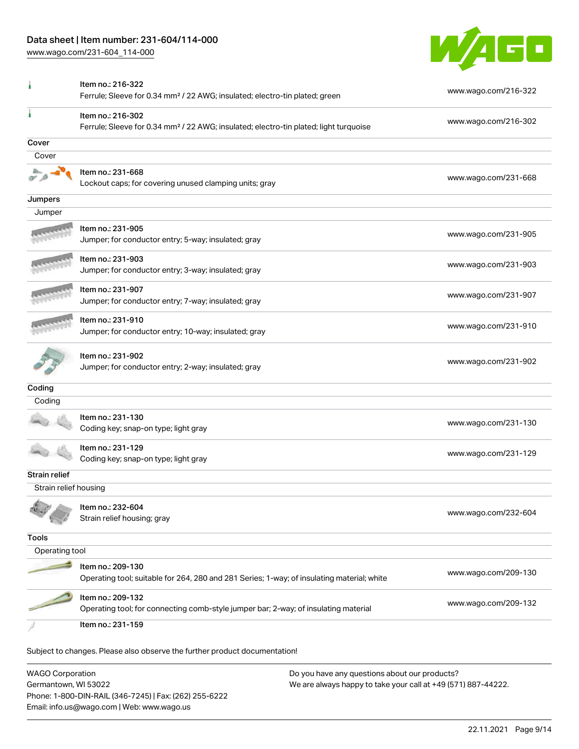| | | |
|---|---|---|
| | Item no.: 216-322<br>Ferrule; Sleeve for 0.34 mm² / 22 AWG; insulated; electro-tin plated; green | www.wago.com/216-322 |
| | Item no.: 216-302<br>Ferrule; Sleeve for 0.34 mm² / 22 AWG; insulated; electro-tin plated; light turquoise | www.wago.com/216-302 |

## Cover

Cover

| | | |
|---|---|---|
| | Item no.: 231-668<br>Lockout caps; for covering unused clamping units; gray | www.wago.com/231-668 |

## Jumpers

Jumper

| | | |
|---|---|---|
| | Item no.: 231-905<br>Jumper; for conductor entry; 5-way; insulated; gray | www.wago.com/231-905 |
| | Item no.: 231-903<br>Jumper; for conductor entry; 3-way; insulated; gray | www.wago.com/231-903 |
| | Item no.: 231-907<br>Jumper; for conductor entry; 7-way; insulated; gray | www.wago.com/231-907 |
| | Item no.: 231-910<br>Jumper; for conductor entry; 10-way; insulated; gray | www.wago.com/231-910 |
| | Item no.: 231-902<br>Jumper; for conductor entry; 2-way; insulated; gray | www.wago.com/231-902 |

## Coding

Coding

| | | |
|---|---|---|
| | Item no.: 231-130<br>Coding key; snap-on type; light gray | www.wago.com/231-130 |
| | Item no.: 231-129<br>Coding key; snap-on type; light gray | www.wago.com/231-129 |

## Strain relief

Strain relief housing

| | | |
|---|---|---|
| | Item no.: 232-604<br>Strain relief housing; gray | www.wago.com/232-604 |

## Tools

Operating tool

| | | |
|---|---|---|
| | Item no.: 209-130<br>Operating tool; suitable for 264, 280 and 281 Series; 1-way; of insulating material; white | www.wago.com/209-130 |
| | Item no.: 209-132<br>Operating tool; for connecting comb-style jumper bar; 2-way; of insulating material | www.wago.com/209-132 |
| | Item no.: 231-159 | |

Subject to changes. Please also observe the further product documentation!

WAGO Corporation
Germantown, WI 53022
Phone: 1-800-DIN-RAIL (346-7245) | Fax: (262) 255-6222
Email: info.us@wago.com | Web: www.wago.us

Do you have any questions about our products?
We are always happy to take your call at +49 (571) 887-44222.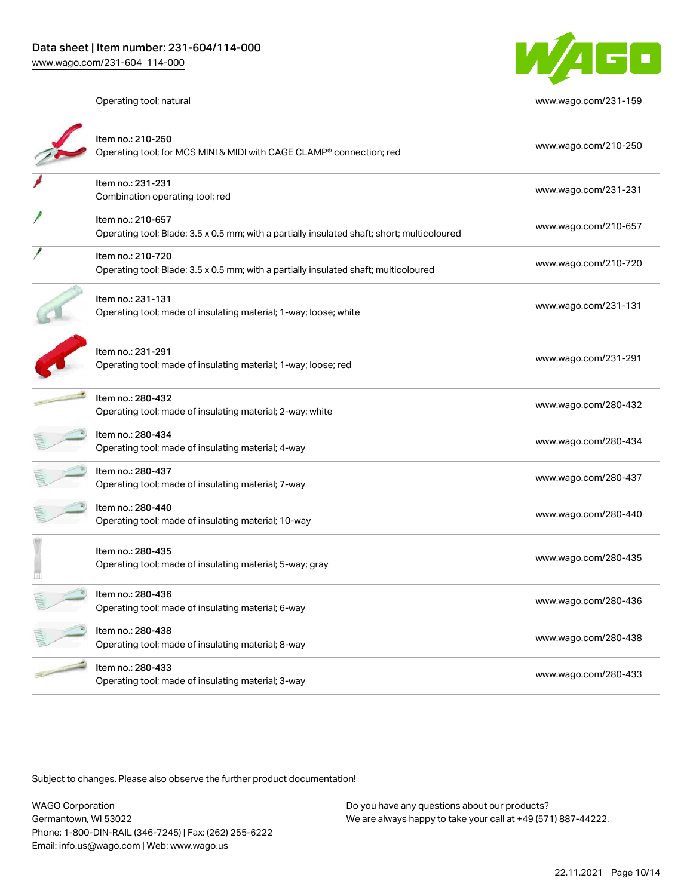| Item | Description | Link |
| --- | --- | --- |
| | Operating tool; natural | www.wago.com/231-159 |
| Item no.: 210-250 | Operating tool; for MCS MINI & MIDI with CAGE CLAMP® connection; red | www.wago.com/210-250 |
| Item no.: 231-231 | Combination operating tool; red | www.wago.com/231-231 |
| Item no.: 210-657 | Operating tool; Blade: 3.5 x 0.5 mm; with a partially insulated shaft; short; multicoloured | www.wago.com/210-657 |
| Item no.: 210-720 | Operating tool; Blade: 3.5 x 0.5 mm; with a partially insulated shaft; multicoloured | www.wago.com/210-720 |
| Item no.: 231-131 | Operating tool; made of insulating material; 1-way; loose; white | www.wago.com/231-131 |
| Item no.: 231-291 | Operating tool; made of insulating material; 1-way; loose; red | www.wago.com/231-291 |
| Item no.: 280-432 | Operating tool; made of insulating material; 2-way; white | www.wago.com/280-432 |
| Item no.: 280-434 | Operating tool; made of insulating material; 4-way | www.wago.com/280-434 |
| Item no.: 280-437 | Operating tool; made of insulating material; 7-way | www.wago.com/280-437 |
| Item no.: 280-440 | Operating tool; made of insulating material; 10-way | www.wago.com/280-440 |
| Item no.: 280-435 | Operating tool; made of insulating material; 5-way; gray | www.wago.com/280-435 |
| Item no.: 280-436 | Operating tool; made of insulating material; 6-way | www.wago.com/280-436 |
| Item no.: 280-438 | Operating tool; made of insulating material; 8-way | www.wago.com/280-438 |
| Item no.: 280-433 | Operating tool; made of insulating material; 3-way | www.wago.com/280-433 |

Subject to changes. Please also observe the further product documentation!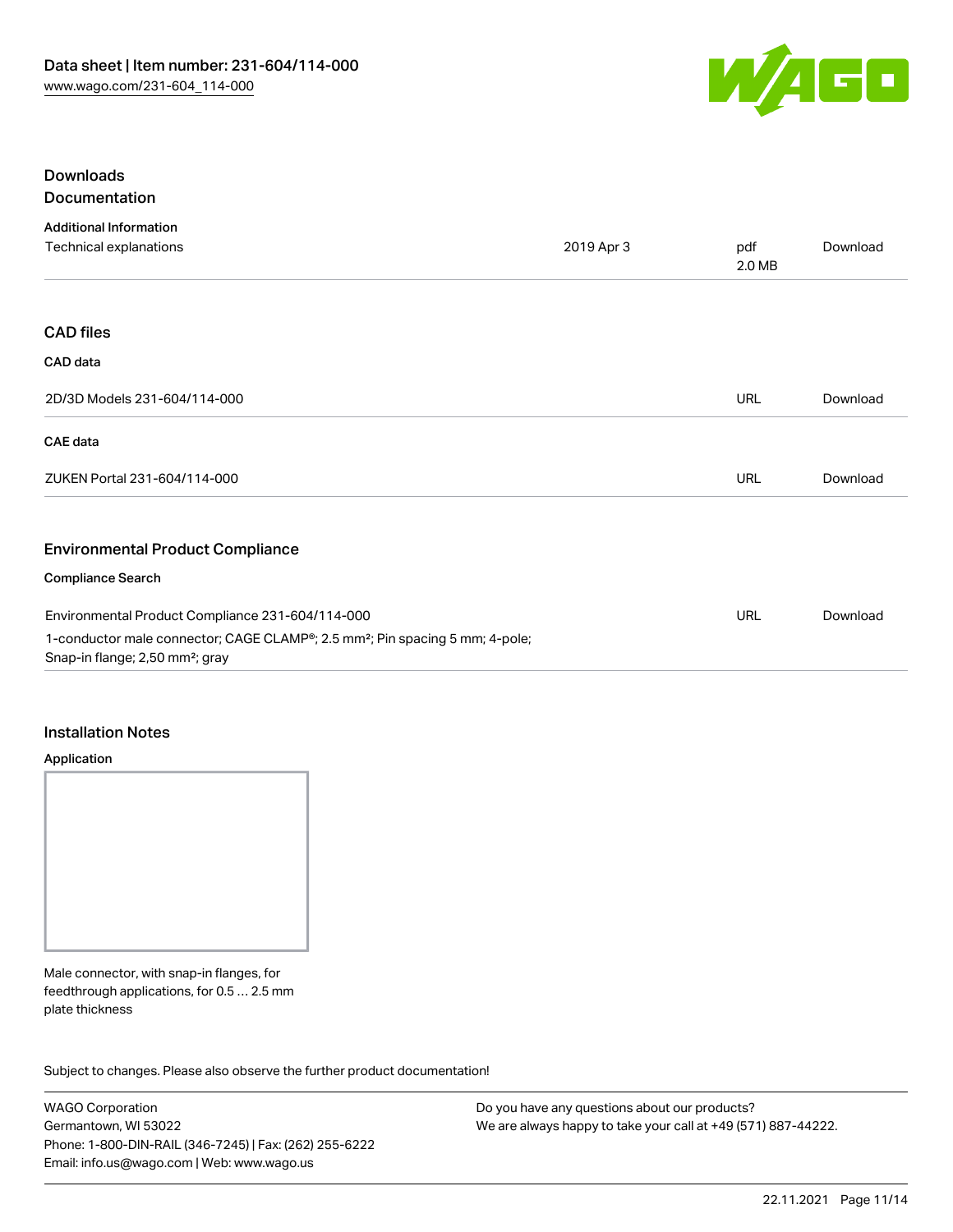## Downloads

### Documentation

**Additional Information**

| | | | |
|---|---|---|---|
| Technical explanations | 2019 Apr 3 | pdf 2.0 MB | Download |

### CAD files

**CAD data**

| | | |
|---|---|---|
| 2D/3D Models 231-604/114-000 | URL | Download |

**CAE data**

| | | |
|---|---|---|
| ZUKEN Portal 231-604/114-000 | URL | Download |

### Environmental Product Compliance

**Compliance Search**

| | | |
|---|---|---|
| Environmental Product Compliance 231-604/114-000<br>1-conductor male connector; CAGE CLAMP®; 2.5 mm²; Pin spacing 5 mm; 4-pole; Snap-in flange; 2,50 mm²; gray | URL | Download |

## Installation Notes

**Application**

Male connector, with snap-in flanges, for feedthrough applications, for 0.5 … 2.5 mm plate thickness

Subject to changes. Please also observe the further product documentation!

WAGO Corporation
Germantown, WI 53022
Phone: 1-800-DIN-RAIL (346-7245) | Fax: (262) 255-6222
Email: info.us@wago.com | Web: www.wago.us

Do you have any questions about our products?
We are always happy to take your call at +49 (571) 887-44222.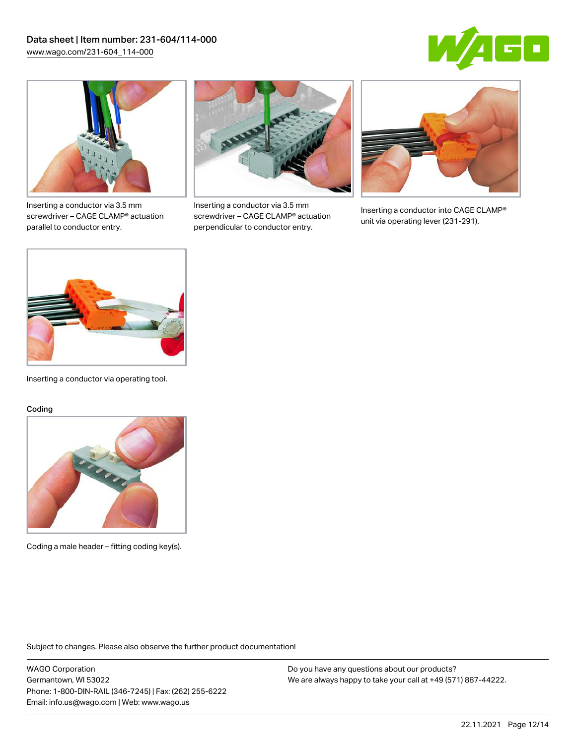Inserting a conductor via 3.5 mm screwdriver – CAGE CLAMP® actuation parallel to conductor entry.

Inserting a conductor via 3.5 mm screwdriver – CAGE CLAMP® actuation perpendicular to conductor entry.

Inserting a conductor into CAGE CLAMP® unit via operating lever (231-291).

Inserting a conductor via operating tool.

## Coding

Coding a male header – fitting coding key(s).

Subject to changes. Please also observe the further product documentation!

WAGO Corporation
Germantown, WI 53022
Phone: 1-800-DIN-RAIL (346-7245) | Fax: (262) 255-6222
Email: info.us@wago.com | Web: www.wago.us

Do you have any questions about our products?
We are always happy to take your call at +49 (571) 887-44222.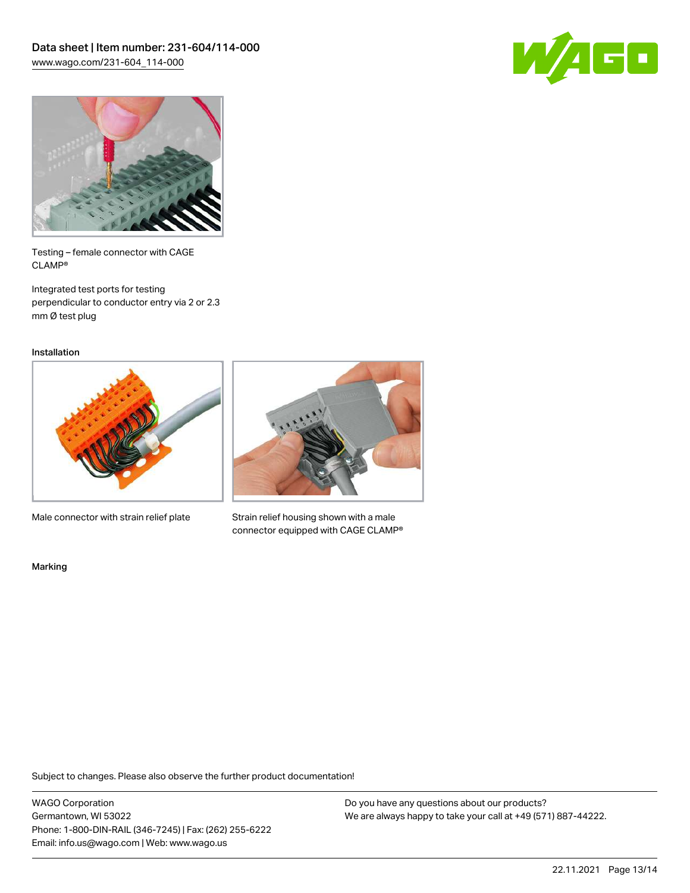Testing – female connector with CAGE CLAMP®

Integrated test ports for testing perpendicular to conductor entry via 2 or 2.3 mm Ø test plug

## Installation

Male connector with strain relief plate

Strain relief housing shown with a male connector equipped with CAGE CLAMP®

## Marking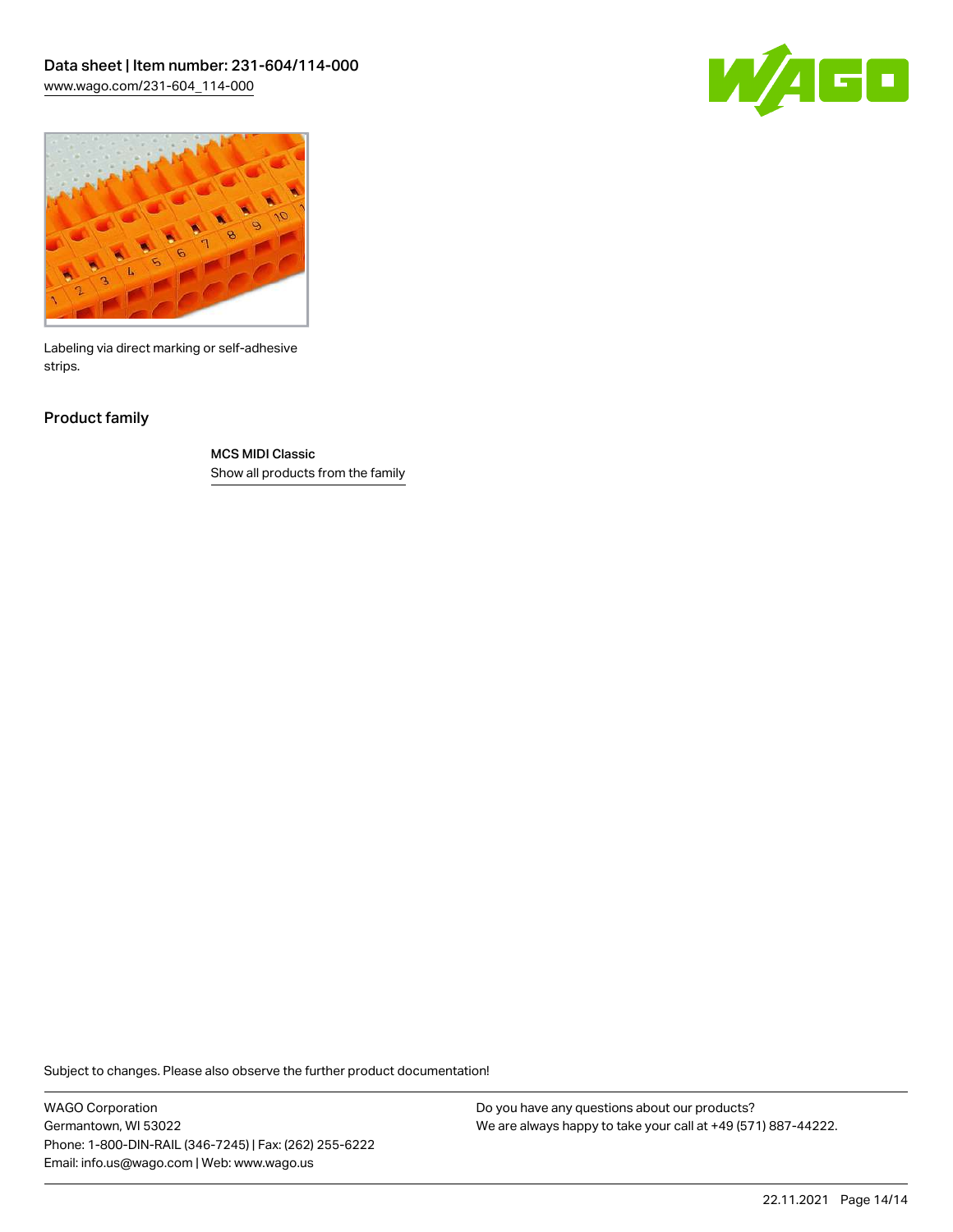Labeling via direct marking or self-adhesive strips.

## Product family

**MCS MIDI Classic**
Show all products from the family

Subject to changes. Please also observe the further product documentation!

WAGO Corporation
Germantown, WI 53022
Phone: 1-800-DIN-RAIL (346-7245) | Fax: (262) 255-6222
Email: info.us@wago.com | Web: www.wago.us

Do you have any questions about our products?
We are always happy to take your call at +49 (571) 887-44222.